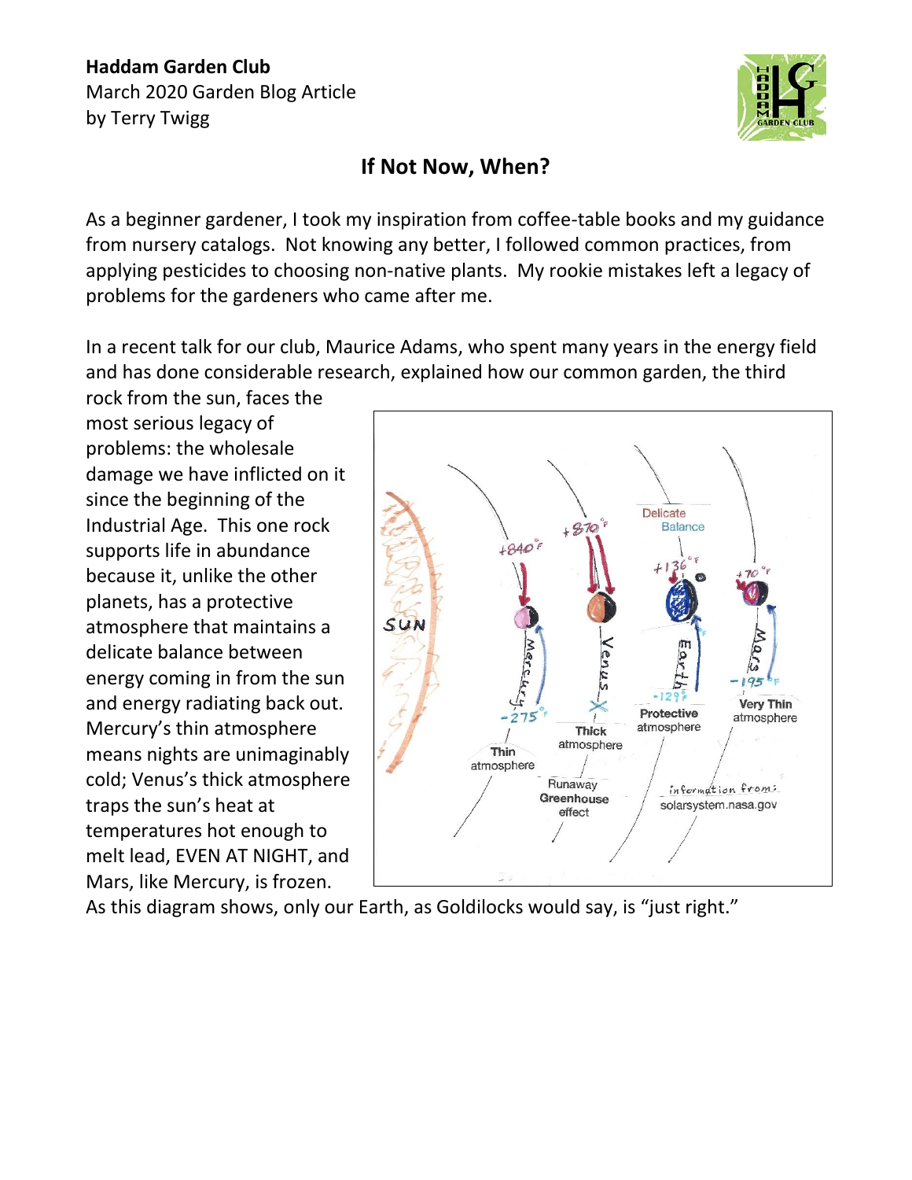**Haddam Garden Club**
March 2020 Garden Blog Article
by Terry Twigg

## If Not Now, When?

As a beginner gardener, I took my inspiration from coffee-table books and my guidance from nursery catalogs. Not knowing any better, I followed common practices, from applying pesticides to choosing non-native plants. My rookie mistakes left a legacy of problems for the gardeners who came after me.

In a recent talk for our club, Maurice Adams, who spent many years in the energy field and has done considerable research, explained how our common garden, the third rock from the sun, faces the most serious legacy of problems: the wholesale damage we have inflicted on it since the beginning of the Industrial Age. This one rock supports life in abundance because it, unlike the other planets, has a protective atmosphere that maintains a delicate balance between energy coming in from the sun and energy radiating back out. Mercury's thin atmosphere means nights are unimaginably cold; Venus's thick atmosphere traps the sun's heat at temperatures hot enough to melt lead, EVEN AT NIGHT, and Mars, like Mercury, is frozen. As this diagram shows, only our Earth, as Goldilocks would say, is "just right."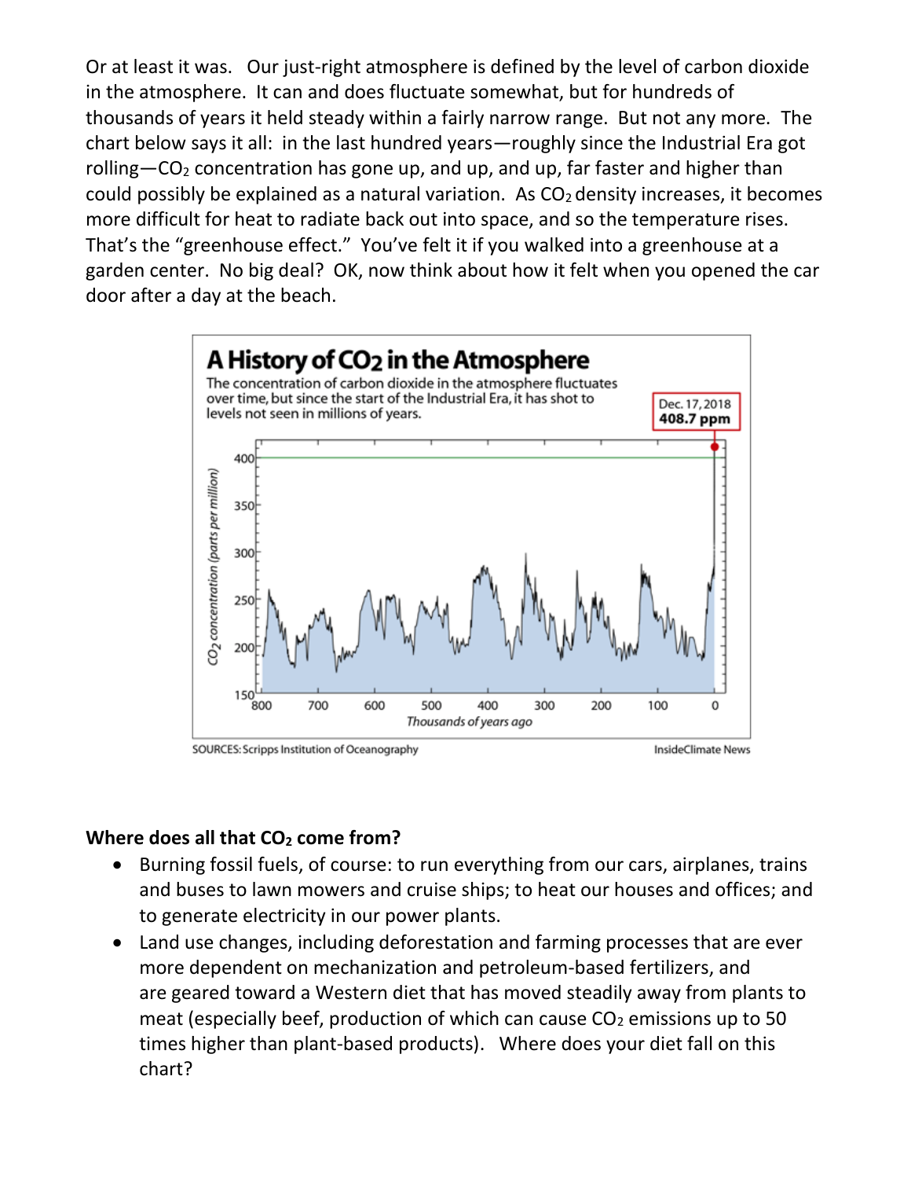Or at least it was. Our just-right atmosphere is defined by the level of carbon dioxide in the atmosphere. It can and does fluctuate somewhat, but for hundreds of thousands of years it held steady within a fairly narrow range. But not any more. The chart below says it all: in the last hundred years—roughly since the Industrial Era got rolling—$CO_2$ concentration has gone up, and up, and up, far faster and higher than could possibly be explained as a natural variation. As $CO_2$ density increases, it becomes more difficult for heat to radiate back out into space, and so the temperature rises. That's the "greenhouse effect." You've felt it if you walked into a greenhouse at a garden center. No big deal? OK, now think about how it felt when you opened the car door after a day at the beach.

**A History of $CO_2$ in the Atmosphere**

The concentration of carbon dioxide in the atmosphere fluctuates over time, but since the start of the Industrial Era, it has shot to levels not seen in millions of years.

Dec. 17, 2018 **408.7 ppm**

SOURCES: Scripps Institution of Oceanography — InsideClimate News

**Where does all that $CO_2$ come from?**

- Burning fossil fuels, of course: to run everything from our cars, airplanes, trains and buses to lawn mowers and cruise ships; to heat our houses and offices; and to generate electricity in our power plants.
- Land use changes, including deforestation and farming processes that are ever more dependent on mechanization and petroleum-based fertilizers, and are geared toward a Western diet that has moved steadily away from plants to meat (especially beef, production of which can cause $CO_2$ emissions up to 50 times higher than plant-based products). Where does your diet fall on this chart?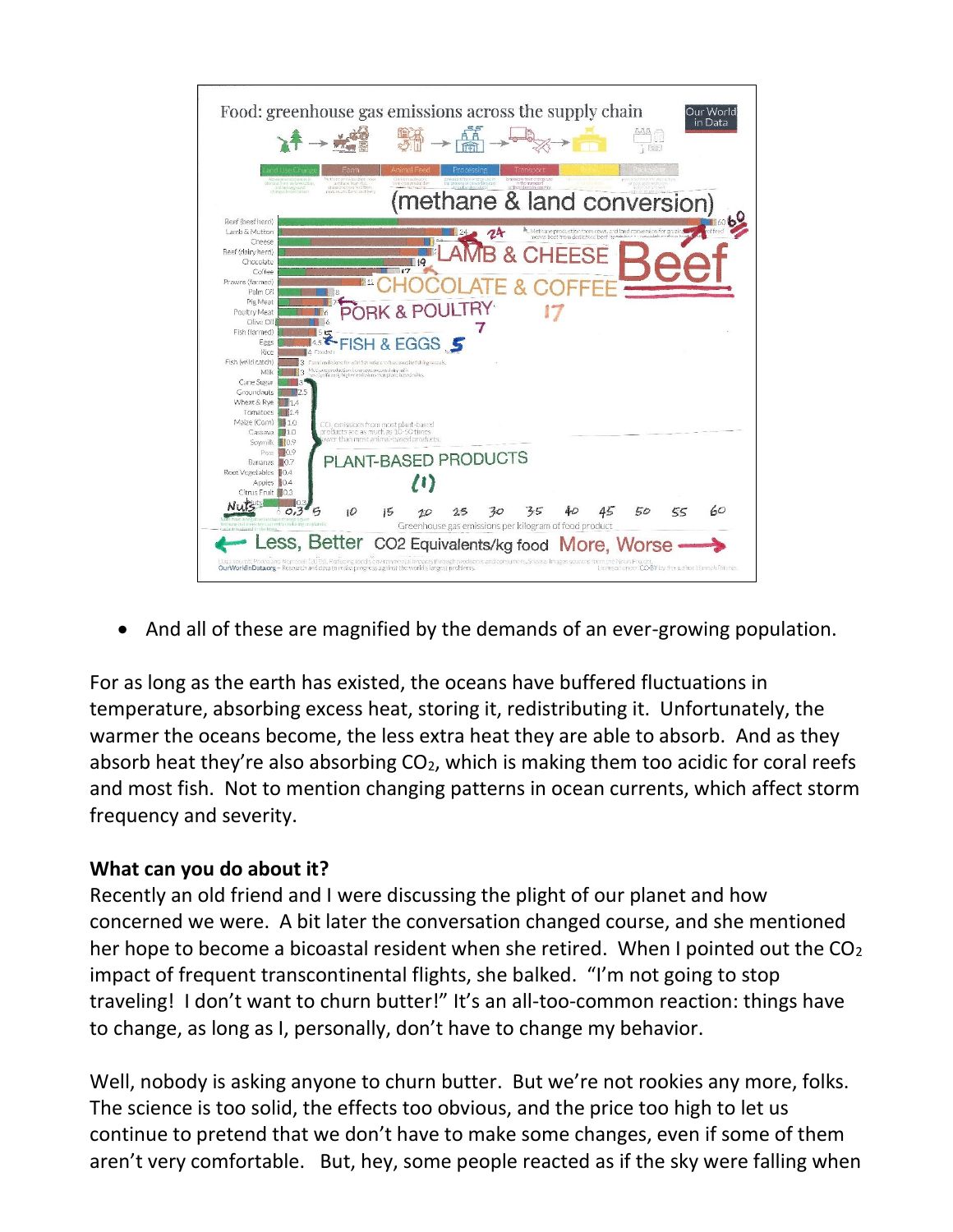- And all of these are magnified by the demands of an ever-growing population.

For as long as the earth has existed, the oceans have buffered fluctuations in temperature, absorbing excess heat, storing it, redistributing it. Unfortunately, the warmer the oceans become, the less extra heat they are able to absorb. And as they absorb heat they're also absorbing $CO_2$, which is making them too acidic for coral reefs and most fish. Not to mention changing patterns in ocean currents, which affect storm frequency and severity.

**What can you do about it?**

Recently an old friend and I were discussing the plight of our planet and how concerned we were. A bit later the conversation changed course, and she mentioned her hope to become a bicoastal resident when she retired. When I pointed out the $CO_2$ impact of frequent transcontinental flights, she balked. "I'm not going to stop traveling! I don't want to churn butter!" It's an all-too-common reaction: things have to change, as long as I, personally, don't have to change my behavior.

Well, nobody is asking anyone to churn butter. But we're not rookies any more, folks. The science is too solid, the effects too obvious, and the price too high to let us continue to pretend that we don't have to make some changes, even if some of them aren't very comfortable. But, hey, some people reacted as if the sky were falling when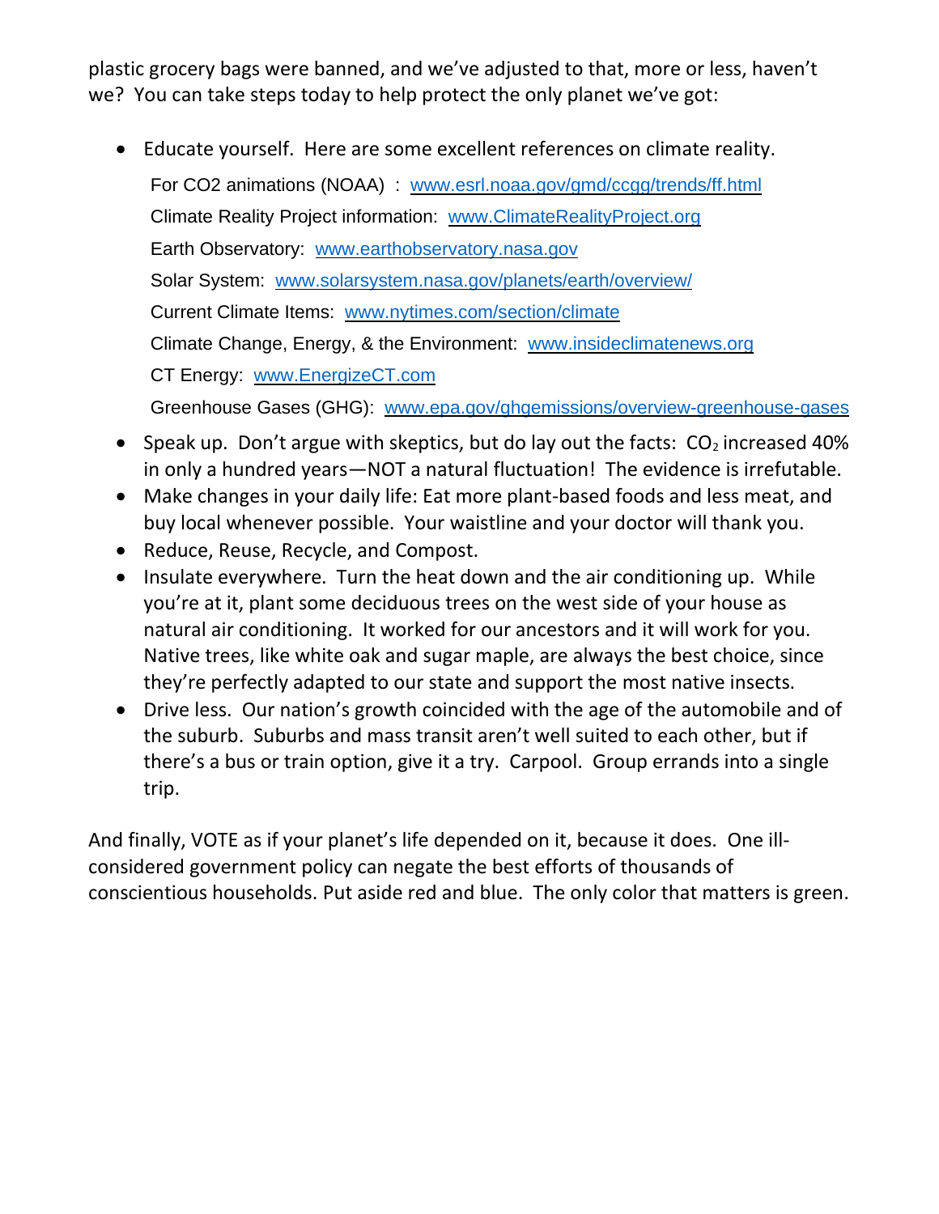plastic grocery bags were banned, and we've adjusted to that, more or less, haven't we? You can take steps today to help protect the only planet we've got:

- Educate yourself. Here are some excellent references on climate reality.

  For CO2 animations (NOAA) : www.esrl.noaa.gov/gmd/ccgg/trends/ff.html

  Climate Reality Project information: www.ClimateRealityProject.org

  Earth Observatory: www.earthobservatory.nasa.gov

  Solar System: www.solarsystem.nasa.gov/planets/earth/overview/

  Current Climate Items: www.nytimes.com/section/climate

  Climate Change, Energy, & the Environment: www.insideclimatenews.org

  CT Energy: www.EnergizeCT.com

  Greenhouse Gases (GHG): www.epa.gov/ghgemissions/overview-greenhouse-gases

- Speak up. Don't argue with skeptics, but do lay out the facts: $CO_2$ increased 40% in only a hundred years—NOT a natural fluctuation! The evidence is irrefutable.
- Make changes in your daily life: Eat more plant-based foods and less meat, and buy local whenever possible. Your waistline and your doctor will thank you.
- Reduce, Reuse, Recycle, and Compost.
- Insulate everywhere. Turn the heat down and the air conditioning up. While you're at it, plant some deciduous trees on the west side of your house as natural air conditioning. It worked for our ancestors and it will work for you. Native trees, like white oak and sugar maple, are always the best choice, since they're perfectly adapted to our state and support the most native insects.
- Drive less. Our nation's growth coincided with the age of the automobile and of the suburb. Suburbs and mass transit aren't well suited to each other, but if there's a bus or train option, give it a try. Carpool. Group errands into a single trip.

And finally, VOTE as if your planet's life depended on it, because it does. One ill-considered government policy can negate the best efforts of thousands of conscientious households. Put aside red and blue. The only color that matters is green.